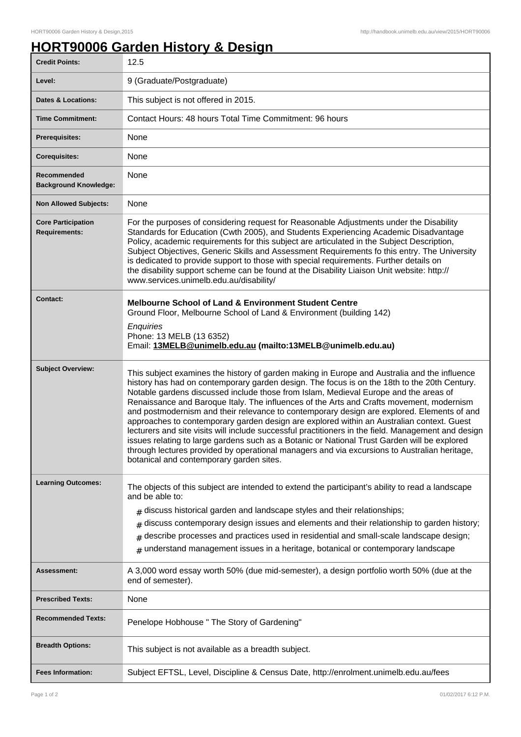# HORT90006 Garden History & Design

| | |
|---|---|
| **Credit Points:** | 12.5 |
| **Level:** | 9 (Graduate/Postgraduate) |
| **Dates & Locations:** | This subject is not offered in 2015. |
| **Time Commitment:** | Contact Hours: 48 hours Total Time Commitment: 96 hours |
| **Prerequisites:** | None |
| **Corequisites:** | None |
| **Recommended Background Knowledge:** | None |
| **Non Allowed Subjects:** | None |
| **Core Participation Requirements:** | For the purposes of considering request for Reasonable Adjustments under the Disability Standards for Education (Cwth 2005), and Students Experiencing Academic Disadvantage Policy, academic requirements for this subject are articulated in the Subject Description, Subject Objectives, Generic Skills and Assessment Requirements fo this entry. The University is dedicated to provide support to those with special requirements. Further details on the disability support scheme can be found at the Disability Liaison Unit website: http://www.services.unimelb.edu.au/disability/ |
| **Contact:** | **Melbourne School of Land & Environment Student Centre**<br>Ground Floor, Melbourne School of Land & Environment (building 142)<br>*Enquiries*<br>Phone: 13 MELB (13 6352)<br>Email: **13MELB@unimelb.edu.au (mailto:13MELB@unimelb.edu.au)** |
| **Subject Overview:** | This subject examines the history of garden making in Europe and Australia and the influence history has had on contemporary garden design. The focus is on the 18th to the 20th Century. Notable gardens discussed include those from Islam, Medieval Europe and the areas of Renaissance and Baroque Italy. The influences of the Arts and Crafts movement, modernism and postmodernism and their relevance to contemporary design are explored. Elements of and approaches to contemporary garden design are explored within an Australian context. Guest lecturers and site visits will include successful practitioners in the field. Management and design issues relating to large gardens such as a Botanic or National Trust Garden will be explored through lectures provided by operational managers and via excursions to Australian heritage, botanical and contemporary garden sites. |
| **Learning Outcomes:** | The objects of this subject are intended to extend the participant's ability to read a landscape and be able to:<br># discuss historical garden and landscape styles and their relationships;<br># discuss contemporary design issues and elements and their relationship to garden history;<br># describe processes and practices used in residential and small-scale landscape design;<br># understand management issues in a heritage, botanical or contemporary landscape |
| **Assessment:** | A 3,000 word essay worth 50% (due mid-semester), a design portfolio worth 50% (due at the end of semester). |
| **Prescribed Texts:** | None |
| **Recommended Texts:** | Penelope Hobhouse " The Story of Gardening" |
| **Breadth Options:** | This subject is not available as a breadth subject. |
| **Fees Information:** | Subject EFTSL, Level, Discipline & Census Date, http://enrolment.unimelb.edu.au/fees |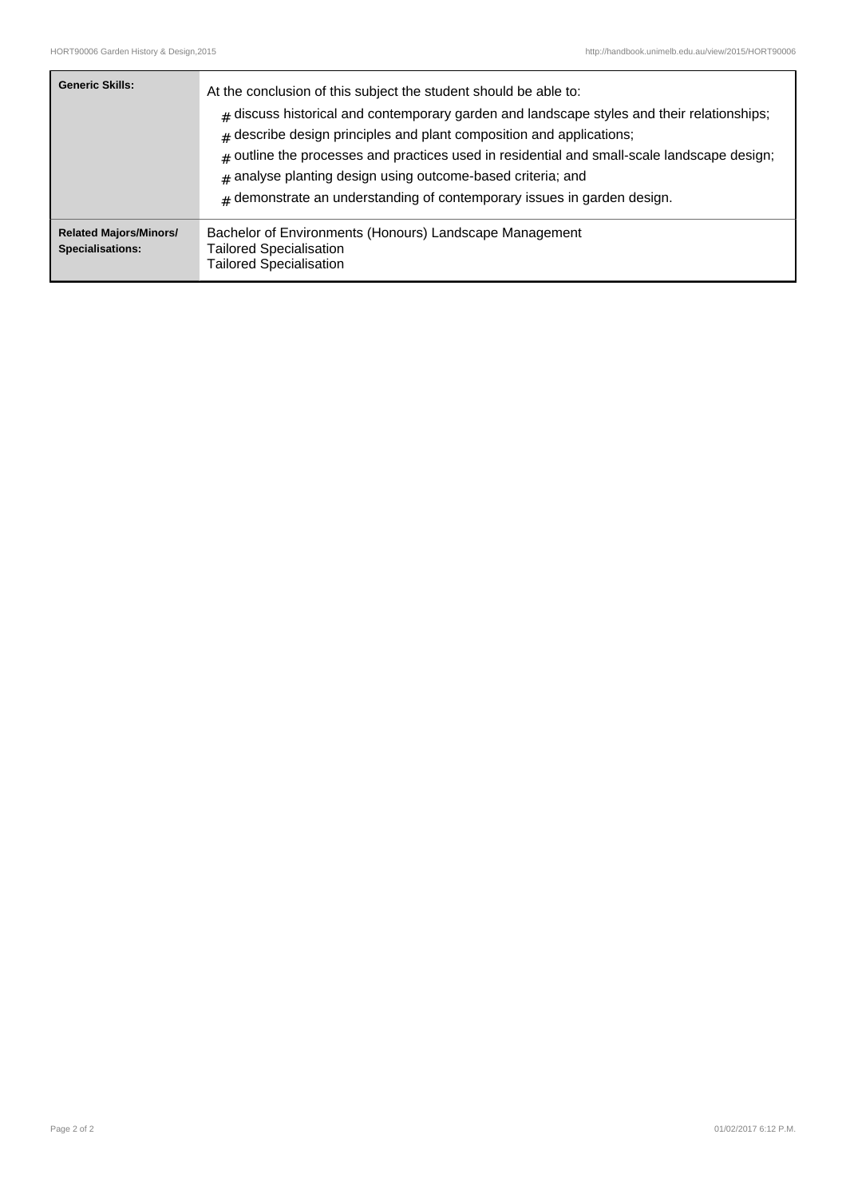| | |
|---|---|
| **Generic Skills:** | At the conclusion of this subject the student should be able to:<br># discuss historical and contemporary garden and landscape styles and their relationships;<br># describe design principles and plant composition and applications;<br># outline the processes and practices used in residential and small-scale landscape design;<br># analyse planting design using outcome-based criteria; and<br># demonstrate an understanding of contemporary issues in garden design. |
| **Related Majors/Minors/ Specialisations:** | Bachelor of Environments (Honours) Landscape Management<br>Tailored Specialisation<br>Tailored Specialisation |